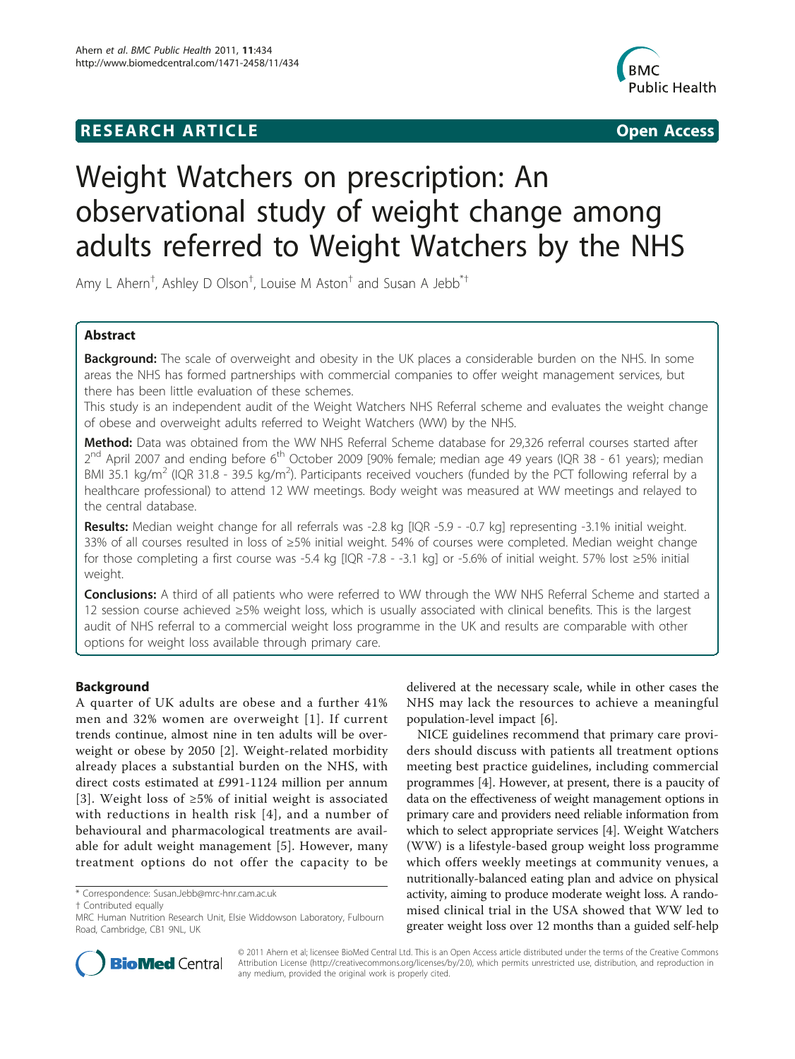**RESEARCH ARTICLE** **Open Access**

# Weight Watchers on prescription: An observational study of weight change among adults referred to Weight Watchers by the NHS

Amy L Ahern[†], Ashley D Olson[†], Louise M Aston[†] and Susan A Jebb[*†]

## Abstract

**Background:** The scale of overweight and obesity in the UK places a considerable burden on the NHS. In some areas the NHS has formed partnerships with commercial companies to offer weight management services, but there has been little evaluation of these schemes.

This study is an independent audit of the Weight Watchers NHS Referral scheme and evaluates the weight change of obese and overweight adults referred to Weight Watchers (WW) by the NHS.

**Method:** Data was obtained from the WW NHS Referral Scheme database for 29,326 referral courses started after 2[nd] April 2007 and ending before 6[th] October 2009 [90% female; median age 49 years (IQR 38 - 61 years); median BMI 35.1 kg/m$^2$ (IQR 31.8 - 39.5 kg/m$^2$). Participants received vouchers (funded by the PCT following referral by a healthcare professional) to attend 12 WW meetings. Body weight was measured at WW meetings and relayed to the central database.

**Results:** Median weight change for all referrals was -2.8 kg [IQR -5.9 - -0.7 kg] representing -3.1% initial weight. 33% of all courses resulted in loss of ≥5% initial weight. 54% of courses were completed. Median weight change for those completing a first course was -5.4 kg [IQR -7.8 - -3.1 kg] or -5.6% of initial weight. 57% lost ≥5% initial weight.

**Conclusions:** A third of all patients who were referred to WW through the WW NHS Referral Scheme and started a 12 session course achieved ≥5% weight loss, which is usually associated with clinical benefits. This is the largest audit of NHS referral to a commercial weight loss programme in the UK and results are comparable with other options for weight loss available through primary care.

## Background

A quarter of UK adults are obese and a further 41% men and 32% women are overweight [1]. If current trends continue, almost nine in ten adults will be overweight or obese by 2050 [2]. Weight-related morbidity already places a substantial burden on the NHS, with direct costs estimated at £991-1124 million per annum [3]. Weight loss of ≥5% of initial weight is associated with reductions in health risk [4], and a number of behavioural and pharmacological treatments are available for adult weight management [5]. However, many treatment options do not offer the capacity to be delivered at the necessary scale, while in other cases the NHS may lack the resources to achieve a meaningful population-level impact [6].

NICE guidelines recommend that primary care providers should discuss with patients all treatment options meeting best practice guidelines, including commercial programmes [4]. However, at present, there is a paucity of data on the effectiveness of weight management options in primary care and providers need reliable information from which to select appropriate services [4]. Weight Watchers (WW) is a lifestyle-based group weight loss programme which offers weekly meetings at community venues, a nutritionally-balanced eating plan and advice on physical activity, aiming to produce moderate weight loss. A randomised clinical trial in the USA showed that WW led to greater weight loss over 12 months than a guided self-help

\* Correspondence: Susan.Jebb@mrc-hnr.cam.ac.uk
† Contributed equally
MRC Human Nutrition Research Unit, Elsie Widdowson Laboratory, Fulbourn Road, Cambridge, CB1 9NL, UK

© 2011 Ahern et al; licensee BioMed Central Ltd. This is an Open Access article distributed under the terms of the Creative Commons Attribution License (http://creativecommons.org/licenses/by/2.0), which permits unrestricted use, distribution, and reproduction in any medium, provided the original work is properly cited.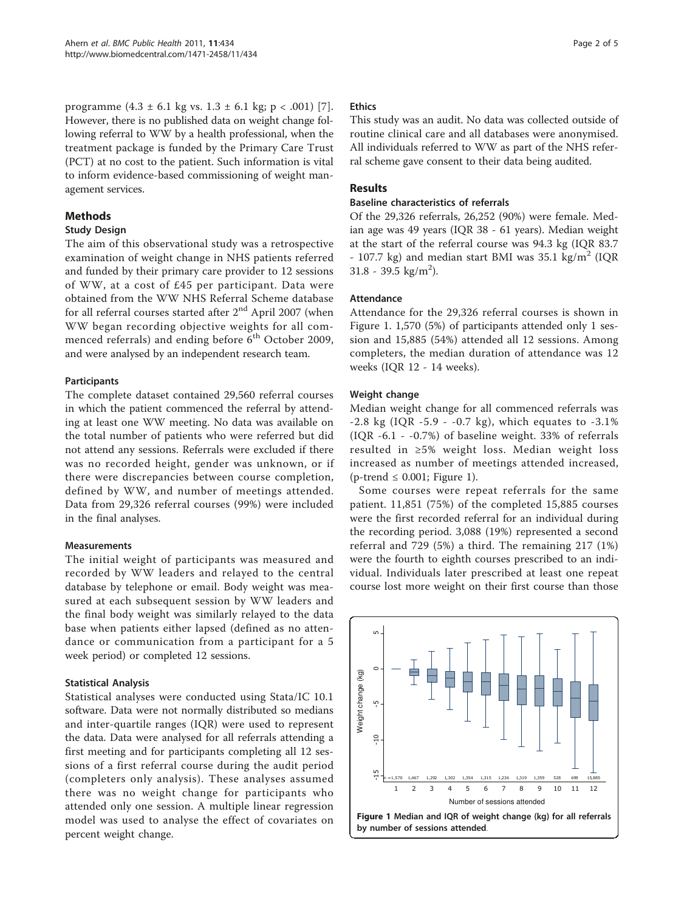programme (4.3 ± 6.1 kg vs. 1.3 ± 6.1 kg; $p < .001$) [7]. However, there is no published data on weight change following referral to WW by a health professional, when the treatment package is funded by the Primary Care Trust (PCT) at no cost to the patient. Such information is vital to inform evidence-based commissioning of weight management services.

## Methods

### Study Design

The aim of this observational study was a retrospective examination of weight change in NHS patients referred and funded by their primary care provider to 12 sessions of WW, at a cost of £45 per participant. Data were obtained from the WW NHS Referral Scheme database for all referral courses started after 2nd April 2007 (when WW began recording objective weights for all commenced referrals) and ending before 6th October 2009, and were analysed by an independent research team.

### Participants

The complete dataset contained 29,560 referral courses in which the patient commenced the referral by attending at least one WW meeting. No data was available on the total number of patients who were referred but did not attend any sessions. Referrals were excluded if there was no recorded height, gender was unknown, or if there were discrepancies between course completion, defined by WW, and number of meetings attended. Data from 29,326 referral courses (99%) were included in the final analyses.

### Measurements

The initial weight of participants was measured and recorded by WW leaders and relayed to the central database by telephone or email. Body weight was measured at each subsequent session by WW leaders and the final body weight was similarly relayed to the data base when patients either lapsed (defined as no attendance or communication from a participant for a 5 week period) or completed 12 sessions.

### Statistical Analysis

Statistical analyses were conducted using Stata/IC 10.1 software. Data were not normally distributed so medians and inter-quartile ranges (IQR) were used to represent the data. Data were analysed for all referrals attending a first meeting and for participants completing all 12 sessions of a first referral course during the audit period (completers only analysis). These analyses assumed there was no weight change for participants who attended only one session. A multiple linear regression model was used to analyse the effect of covariates on percent weight change.

### Ethics

This study was an audit. No data was collected outside of routine clinical care and all databases were anonymised. All individuals referred to WW as part of the NHS referral scheme gave consent to their data being audited.

## Results

### Baseline characteristics of referrals

Of the 29,326 referrals, 26,252 (90%) were female. Median age was 49 years (IQR 38 - 61 years). Median weight at the start of the referral course was 94.3 kg (IQR 83.7 - 107.7 kg) and median start BMI was 35.1 kg/m$^2$ (IQR 31.8 - 39.5 kg/m$^2$).

### Attendance

Attendance for the 29,326 referral courses is shown in Figure 1. 1,570 (5%) of participants attended only 1 session and 15,885 (54%) attended all 12 sessions. Among completers, the median duration of attendance was 12 weeks (IQR 12 - 14 weeks).

### Weight change

Median weight change for all commenced referrals was -2.8 kg (IQR -5.9 - -0.7 kg), which equates to -3.1% (IQR -6.1 - -0.7%) of baseline weight. 33% of referrals resulted in ≥5% weight loss. Median weight loss increased as number of meetings attended increased, (p-trend ≤ 0.001; Figure 1).

Some courses were repeat referrals for the same patient. 11,851 (75%) of the completed 15,885 courses were the first recorded referral for an individual during the recording period. 3,088 (19%) represented a second referral and 729 (5%) a third. The remaining 217 (1%) were the fourth to eighth courses prescribed to an individual. Individuals later prescribed at least one repeat course lost more weight on their first course than those

**Figure 1 Median and IQR of weight change (kg) for all referrals by number of sessions attended.**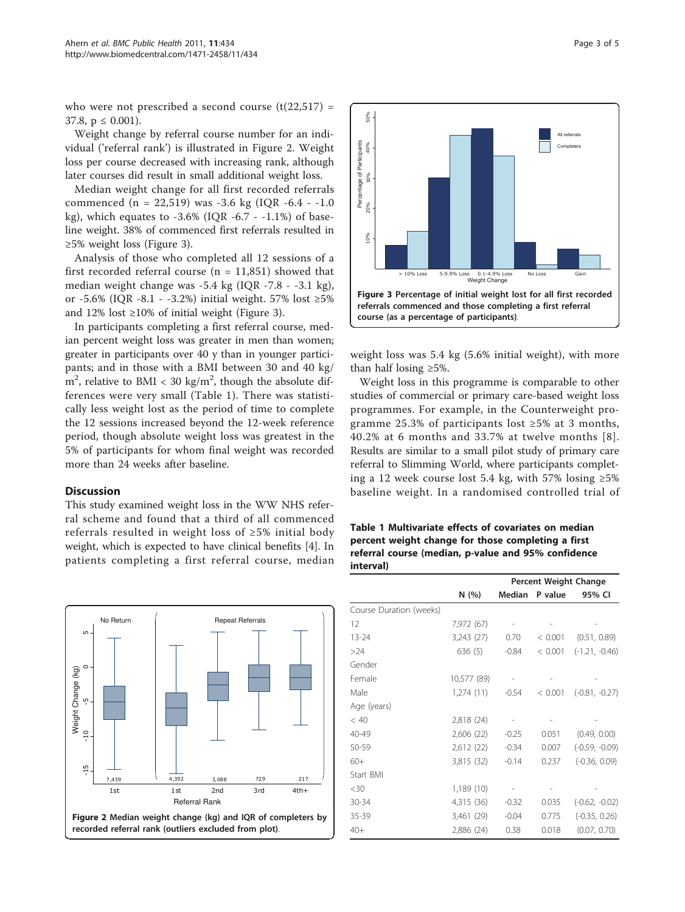who were not prescribed a second course ($t(22,517) = 37.8$, $p \leq 0.001$).

Weight change by referral course number for an individual ('referral rank') is illustrated in Figure 2. Weight loss per course decreased with increasing rank, although later courses did result in small additional weight loss.

Median weight change for all first recorded referrals commenced (n = 22,519) was -3.6 kg (IQR -6.4 - -1.0 kg), which equates to -3.6% (IQR -6.7 - -1.1%) of baseline weight. 38% of commenced first referrals resulted in ≥5% weight loss (Figure 3).

Analysis of those who completed all 12 sessions of a first recorded referral course (n = 11,851) showed that median weight change was -5.4 kg (IQR -7.8 - -3.1 kg), or -5.6% (IQR -8.1 - -3.2%) initial weight. 57% lost ≥5% and 12% lost ≥10% of initial weight (Figure 3).

In participants completing a first referral course, median percent weight loss was greater in men than women; greater in participants over 40 y than in younger participants; and in those with a BMI between 30 and 40 kg/$m^2$, relative to BMI < 30 kg/$m^2$, though the absolute differences were very small (Table 1). There was statistically less weight lost as the period of time to complete the 12 sessions increased beyond the 12-week reference period, though absolute weight loss was greatest in the 5% of participants for whom final weight was recorded more than 24 weeks after baseline.

## Discussion

This study examined weight loss in the WW NHS referral scheme and found that a third of all commenced referrals resulted in weight loss of ≥5% initial body weight, which is expected to have clinical benefits [4]. In patients completing a first referral course, median weight loss was 5.4 kg (5.6% initial weight), with more than half losing ≥5%.

Weight loss in this programme is comparable to other studies of commercial or primary care-based weight loss programmes. For example, in the Counterweight programme 25.3% of participants lost ≥5% at 3 months, 40.2% at 6 months and 33.7% at twelve months [8]. Results are similar to a small pilot study of primary care referral to Slimming World, where participants completing a 12 week course lost 5.4 kg, with 57% losing ≥5% baseline weight. In a randomised controlled trial of

**Figure 2 Median weight change (kg) and IQR of completers by recorded referral rank (outliers excluded from plot).**

**Figure 3 Percentage of initial weight lost for all first recorded referrals commenced and those completing a first referral course (as a percentage of participants).**

**Table 1 Multivariate effects of covariates on median percent weight change for those completing a first referral course (median, p-value and 95% confidence interval)**

| | N (%) | Percent Weight Change | | |
|---|---|---|---|---|
| | | Median | P value | 95% CI |
| Course Duration (weeks) | | | | |
| 12 | 7,972 (67) | - | - | - |
| 13-24 | 3,243 (27) | 0.70 | < 0.001 | (0.51, 0.89) |
| >24 | 636 (5) | -0.84 | < 0.001 | (-1.21, -0.46) |
| Gender | | | | |
| Female | 10,577 (89) | - | - | - |
| Male | 1,274 (11) | -0.54 | < 0.001 | (-0.81, -0.27) |
| Age (years) | | | | |
| < 40 | 2,818 (24) | - | - | - |
| 40-49 | 2,606 (22) | -0.25 | 0.051 | (0.49, 0.00) |
| 50-59 | 2,612 (22) | -0.34 | 0.007 | (-0.59, -0.09) |
| 60+ | 3,815 (32) | -0.14 | 0.237 | (-0.36, 0.09) |
| Start BMI | | | | |
| <30 | 1,189 (10) | - | - | - |
| 30-34 | 4,315 (36) | -0.32 | 0.035 | (-0.62, -0.02) |
| 35-39 | 3,461 (29) | -0.04 | 0.775 | (-0.35, 0.26) |
| 40+ | 2,886 (24) | 0.38 | 0.018 | (0.07, 0.70) |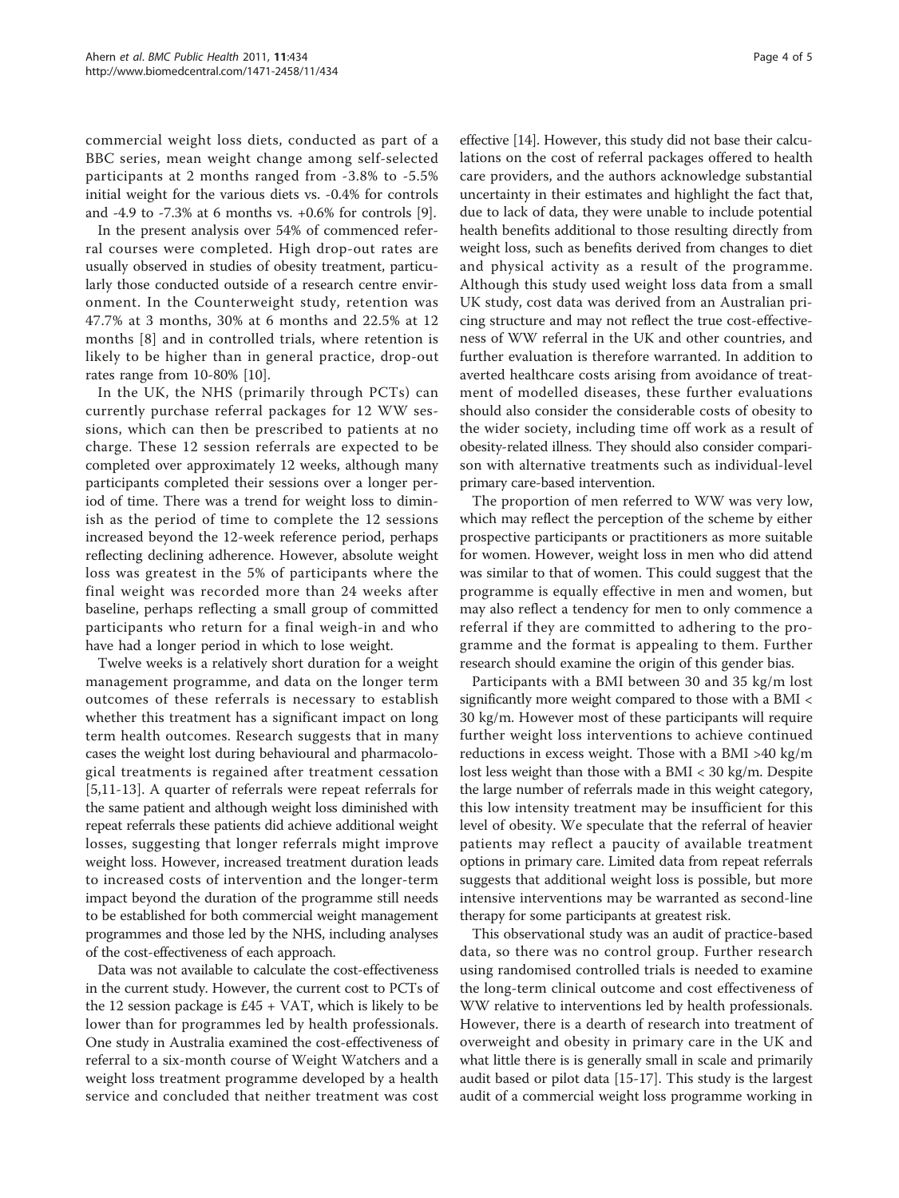commercial weight loss diets, conducted as part of a BBC series, mean weight change among self-selected participants at 2 months ranged from -3.8% to -5.5% initial weight for the various diets vs. -0.4% for controls and -4.9 to -7.3% at 6 months vs. +0.6% for controls [9].

In the present analysis over 54% of commenced referral courses were completed. High drop-out rates are usually observed in studies of obesity treatment, particularly those conducted outside of a research centre environment. In the Counterweight study, retention was 47.7% at 3 months, 30% at 6 months and 22.5% at 12 months [8] and in controlled trials, where retention is likely to be higher than in general practice, drop-out rates range from 10-80% [10].

In the UK, the NHS (primarily through PCTs) can currently purchase referral packages for 12 WW sessions, which can then be prescribed to patients at no charge. These 12 session referrals are expected to be completed over approximately 12 weeks, although many participants completed their sessions over a longer period of time. There was a trend for weight loss to diminish as the period of time to complete the 12 sessions increased beyond the 12-week reference period, perhaps reflecting declining adherence. However, absolute weight loss was greatest in the 5% of participants where the final weight was recorded more than 24 weeks after baseline, perhaps reflecting a small group of committed participants who return for a final weigh-in and who have had a longer period in which to lose weight.

Twelve weeks is a relatively short duration for a weight management programme, and data on the longer term outcomes of these referrals is necessary to establish whether this treatment has a significant impact on long term health outcomes. Research suggests that in many cases the weight lost during behavioural and pharmacological treatments is regained after treatment cessation [5,11-13]. A quarter of referrals were repeat referrals for the same patient and although weight loss diminished with repeat referrals these patients did achieve additional weight losses, suggesting that longer referrals might improve weight loss. However, increased treatment duration leads to increased costs of intervention and the longer-term impact beyond the duration of the programme still needs to be established for both commercial weight management programmes and those led by the NHS, including analyses of the cost-effectiveness of each approach.

Data was not available to calculate the cost-effectiveness in the current study. However, the current cost to PCTs of the 12 session package is £45 + VAT, which is likely to be lower than for programmes led by health professionals. One study in Australia examined the cost-effectiveness of referral to a six-month course of Weight Watchers and a weight loss treatment programme developed by a health service and concluded that neither treatment was cost effective [14]. However, this study did not base their calculations on the cost of referral packages offered to health care providers, and the authors acknowledge substantial uncertainty in their estimates and highlight the fact that, due to lack of data, they were unable to include potential health benefits additional to those resulting directly from weight loss, such as benefits derived from changes to diet and physical activity as a result of the programme. Although this study used weight loss data from a small UK study, cost data was derived from an Australian pricing structure and may not reflect the true cost-effectiveness of WW referral in the UK and other countries, and further evaluation is therefore warranted. In addition to averted healthcare costs arising from avoidance of treatment of modelled diseases, these further evaluations should also consider the considerable costs of obesity to the wider society, including time off work as a result of obesity-related illness. They should also consider comparison with alternative treatments such as individual-level primary care-based intervention.

The proportion of men referred to WW was very low, which may reflect the perception of the scheme by either prospective participants or practitioners as more suitable for women. However, weight loss in men who did attend was similar to that of women. This could suggest that the programme is equally effective in men and women, but may also reflect a tendency for men to only commence a referral if they are committed to adhering to the programme and the format is appealing to them. Further research should examine the origin of this gender bias.

Participants with a BMI between 30 and 35 kg/m lost significantly more weight compared to those with a BMI < 30 kg/m. However most of these participants will require further weight loss interventions to achieve continued reductions in excess weight. Those with a BMI >40 kg/m lost less weight than those with a BMI < 30 kg/m. Despite the large number of referrals made in this weight category, this low intensity treatment may be insufficient for this level of obesity. We speculate that the referral of heavier patients may reflect a paucity of available treatment options in primary care. Limited data from repeat referrals suggests that additional weight loss is possible, but more intensive interventions may be warranted as second-line therapy for some participants at greatest risk.

This observational study was an audit of practice-based data, so there was no control group. Further research using randomised controlled trials is needed to examine the long-term clinical outcome and cost effectiveness of WW relative to interventions led by health professionals. However, there is a dearth of research into treatment of overweight and obesity in primary care in the UK and what little there is is generally small in scale and primarily audit based or pilot data [15-17]. This study is the largest audit of a commercial weight loss programme working in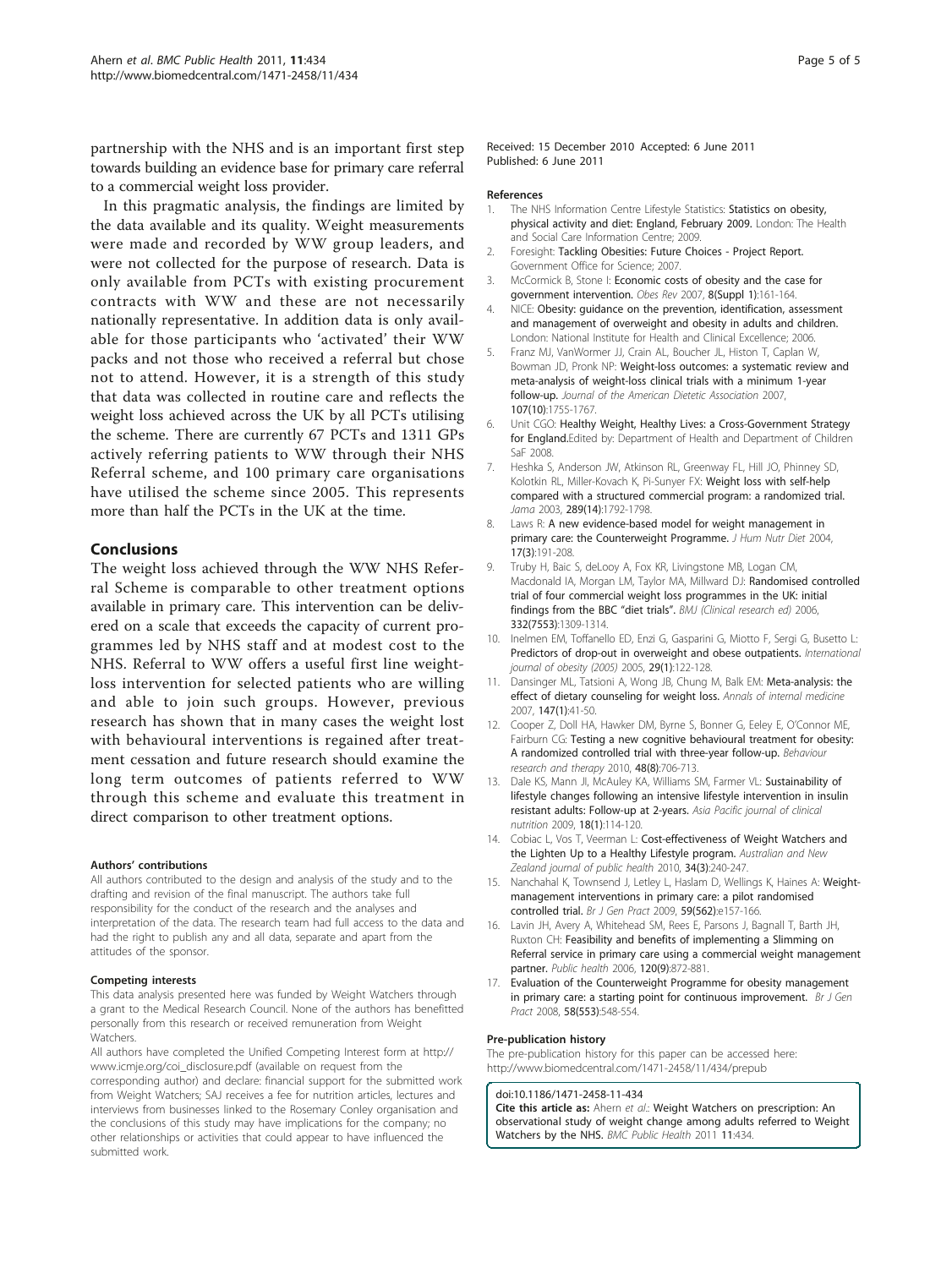partnership with the NHS and is an important first step towards building an evidence base for primary care referral to a commercial weight loss provider.

In this pragmatic analysis, the findings are limited by the data available and its quality. Weight measurements were made and recorded by WW group leaders, and were not collected for the purpose of research. Data is only available from PCTs with existing procurement contracts with WW and these are not necessarily nationally representative. In addition data is only available for those participants who 'activated' their WW packs and not those who received a referral but chose not to attend. However, it is a strength of this study that data was collected in routine care and reflects the weight loss achieved across the UK by all PCTs utilising the scheme. There are currently 67 PCTs and 1311 GPs actively referring patients to WW through their NHS Referral scheme, and 100 primary care organisations have utilised the scheme since 2005. This represents more than half the PCTs in the UK at the time.

## Conclusions

The weight loss achieved through the WW NHS Referral Scheme is comparable to other treatment options available in primary care. This intervention can be delivered on a scale that exceeds the capacity of current programmes led by NHS staff and at modest cost to the NHS. Referral to WW offers a useful first line weight-loss intervention for selected patients who are willing and able to join such groups. However, previous research has shown that in many cases the weight lost with behavioural interventions is regained after treatment cessation and future research should examine the long term outcomes of patients referred to WW through this scheme and evaluate this treatment in direct comparison to other treatment options.

#### Authors' contributions

All authors contributed to the design and analysis of the study and to the drafting and revision of the final manuscript. The authors take full responsibility for the conduct of the research and the analyses and interpretation of the data. The research team had full access to the data and had the right to publish any and all data, separate and apart from the attitudes of the sponsor.

#### Competing interests

This data analysis presented here was funded by Weight Watchers through a grant to the Medical Research Council. None of the authors has benefitted personally from this research or received remuneration from Weight Watchers.

All authors have completed the Unified Competing Interest form at http://www.icmje.org/coi_disclosure.pdf (available on request from the corresponding author) and declare: financial support for the submitted work from Weight Watchers; SAJ receives a fee for nutrition articles, lectures and interviews from businesses linked to the Rosemary Conley organisation and the conclusions of this study may have implications for the company; no other relationships or activities that could appear to have influenced the submitted work.

Received: 15 December 2010 Accepted: 6 June 2011
Published: 6 June 2011

#### References

1. The NHS Information Centre Lifestyle Statistics: **Statistics on obesity, physical activity and diet: England, February 2009.** London: The Health and Social Care Information Centre; 2009.
2. Foresight: **Tackling Obesities: Future Choices - Project Report.** Government Office for Science; 2007.
3. McCormick B, Stone I: **Economic costs of obesity and the case for government intervention.** *Obes Rev* 2007, **8(Suppl 1)**:161-164.
4. NICE: **Obesity: guidance on the prevention, identification, assessment and management of overweight and obesity in adults and children.** London: National Institute for Health and Clinical Excellence; 2006.
5. Franz MJ, VanWormer JJ, Crain AL, Boucher JL, Histon T, Caplan W, Bowman JD, Pronk NP: **Weight-loss outcomes: a systematic review and meta-analysis of weight-loss clinical trials with a minimum 1-year follow-up.** *Journal of the American Dietetic Association* 2007, **107(10)**:1755-1767.
6. Unit CGO: **Healthy Weight, Healthy Lives: a Cross-Government Strategy for England.**Edited by: Department of Health and Department of Children SaF 2008.
7. Heshka S, Anderson JW, Atkinson RL, Greenway FL, Hill JO, Phinney SD, Kolotkin RL, Miller-Kovach K, Pi-Sunyer FX: **Weight loss with self-help compared with a structured commercial program: a randomized trial.** *Jama* 2003, **289(14)**:1792-1798.
8. Laws R: **A new evidence-based model for weight management in primary care: the Counterweight Programme.** *J Hum Nutr Diet* 2004, **17(3)**:191-208.
9. Truby H, Baic S, deLooy A, Fox KR, Livingstone MB, Logan CM, Macdonald IA, Morgan LM, Taylor MA, Millward DJ: **Randomised controlled trial of four commercial weight loss programmes in the UK: initial findings from the BBC "diet trials".** *BMJ (Clinical research ed)* 2006, **332(7553)**:1309-1314.
10. Inelmen EM, Toffanello ED, Enzi G, Gasparini G, Miotto F, Sergi G, Busetto L: **Predictors of drop-out in overweight and obese outpatients.** *International journal of obesity (2005)* 2005, **29(1)**:122-128.
11. Dansinger ML, Tatsioni A, Wong JB, Chung M, Balk EM: **Meta-analysis: the effect of dietary counseling for weight loss.** *Annals of internal medicine* 2007, **147(1)**:41-50.
12. Cooper Z, Doll HA, Hawker DM, Byrne S, Bonner G, Eeley E, O'Connor ME, Fairburn CG: **Testing a new cognitive behavioural treatment for obesity: A randomized controlled trial with three-year follow-up.** *Behaviour research and therapy* 2010, **48(8)**:706-713.
13. Dale KS, Mann JI, McAuley KA, Williams SM, Farmer VL: **Sustainability of lifestyle changes following an intensive lifestyle intervention in insulin resistant adults: Follow-up at 2-years.** *Asia Pacific journal of clinical nutrition* 2009, **18(1)**:114-120.
14. Cobiac L, Vos T, Veerman L: **Cost-effectiveness of Weight Watchers and the Lighten Up to a Healthy Lifestyle program.** *Australian and New Zealand journal of public health* 2010, **34(3)**:240-247.
15. Nanchahal K, Townsend J, Letley L, Haslam D, Wellings K, Haines A: **Weight-management interventions in primary care: a pilot randomised controlled trial.** *Br J Gen Pract* 2009, **59(562)**:e157-166.
16. Lavin JH, Avery A, Whitehead SM, Rees E, Parsons J, Bagnall T, Barth JH, Ruxton CH: **Feasibility and benefits of implementing a Slimming on Referral service in primary care using a commercial weight management partner.** *Public health* 2006, **120(9)**:872-881.
17. **Evaluation of the Counterweight Programme for obesity management in primary care: a starting point for continuous improvement.** *Br J Gen Pract* 2008, **58(553)**:548-554.

#### Pre-publication history

The pre-publication history for this paper can be accessed here:
http://www.biomedcentral.com/1471-2458/11/434/prepub

doi:10.1186/1471-2458-11-434

**Cite this article as:** Ahern *et al.*: Weight Watchers on prescription: An observational study of weight change among adults referred to Weight Watchers by the NHS. *BMC Public Health* 2011 **11**:434.